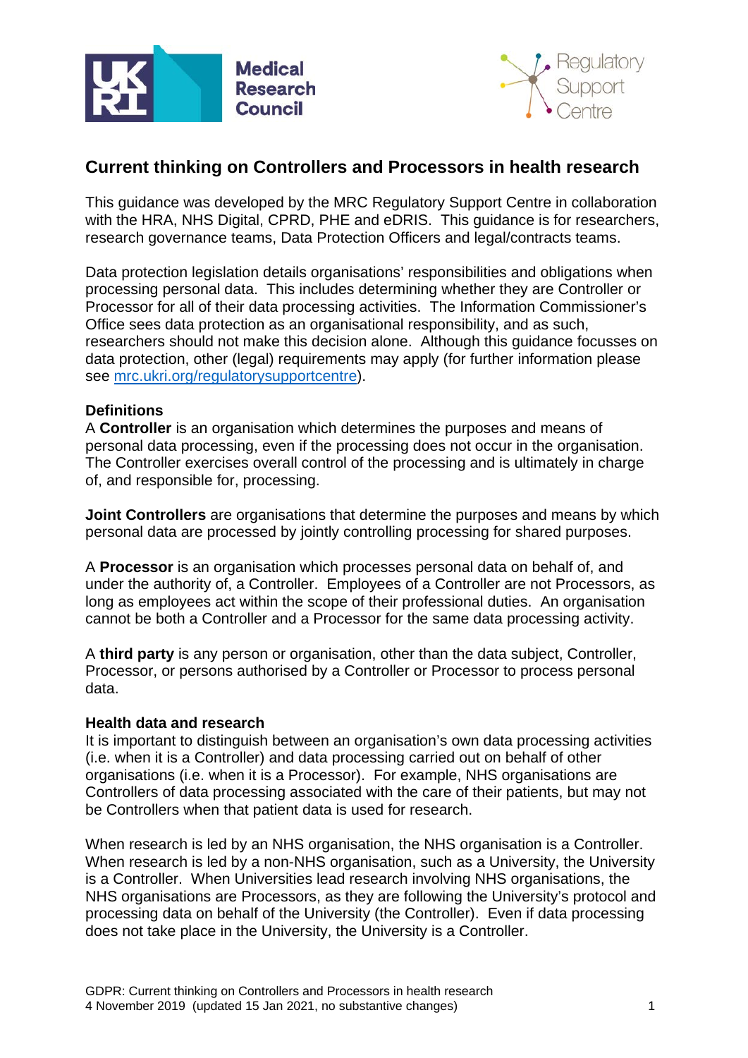# Current thinking on Controllers and Processors in health research

This guidance was developed by the MRC Regulatory Support Centre in collaboration with the HRA, NHS Digital, CPRD, PHE and eDRIS. This guidance is for researchers, research governance teams, Data Protection Officers and legal/contracts teams.

Data protection legislation details organisations' responsibilities and obligations when processing personal data. This includes determining whether they are Controller or Processor for all of their data processing activities. The Information Commissioner's Office sees data protection as an organisational responsibility, and as such, researchers should not make this decision alone. Although this guidance focusses on data protection, other (legal) requirements may apply (for further information please see [mrc.ukri.org/regulatorysupportcentre](mrc.ukri.org/regulatorysupportcentre)).

### Definitions

A **Controller** is an organisation which determines the purposes and means of personal data processing, even if the processing does not occur in the organisation. The Controller exercises overall control of the processing and is ultimately in charge of, and responsible for, processing.

**Joint Controllers** are organisations that determine the purposes and means by which personal data are processed by jointly controlling processing for shared purposes.

A **Processor** is an organisation which processes personal data on behalf of, and under the authority of, a Controller. Employees of a Controller are not Processors, as long as employees act within the scope of their professional duties. An organisation cannot be both a Controller and a Processor for the same data processing activity.

A **third party** is any person or organisation, other than the data subject, Controller, Processor, or persons authorised by a Controller or Processor to process personal data.

### Health data and research

It is important to distinguish between an organisation's own data processing activities (i.e. when it is a Controller) and data processing carried out on behalf of other organisations (i.e. when it is a Processor). For example, NHS organisations are Controllers of data processing associated with the care of their patients, but may not be Controllers when that patient data is used for research.

When research is led by an NHS organisation, the NHS organisation is a Controller. When research is led by a non-NHS organisation, such as a University, the University is a Controller. When Universities lead research involving NHS organisations, the NHS organisations are Processors, as they are following the University's protocol and processing data on behalf of the University (the Controller). Even if data processing does not take place in the University, the University is a Controller.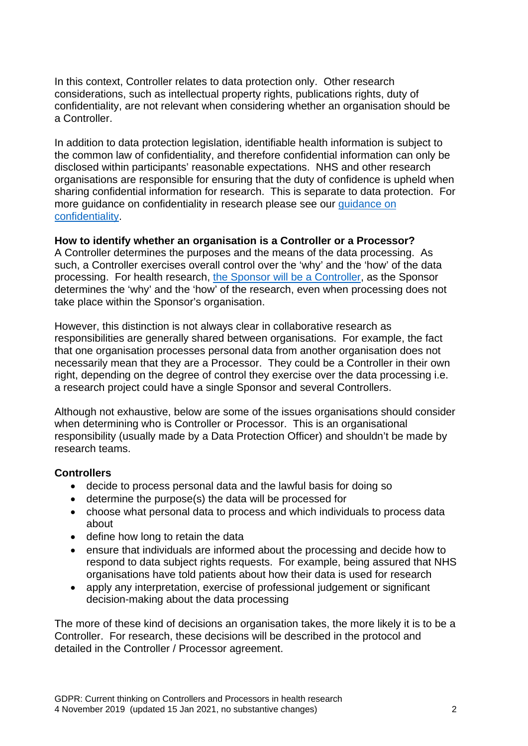In this context, Controller relates to data protection only. Other research considerations, such as intellectual property rights, publications rights, duty of confidentiality, are not relevant when considering whether an organisation should be a Controller.

In addition to data protection legislation, identifiable health information is subject to the common law of confidentiality, and therefore confidential information can only be disclosed within participants' reasonable expectations. NHS and other research organisations are responsible for ensuring that the duty of confidence is upheld when sharing confidential information for research. This is separate to data protection. For more guidance on confidentiality in research please see our guidance on confidentiality.

**How to identify whether an organisation is a Controller or a Processor?**
A Controller determines the purposes and the means of the data processing. As such, a Controller exercises overall control over the 'why' and the 'how' of the data processing. For health research, the Sponsor will be a Controller, as the Sponsor determines the 'why' and the 'how' of the research, even when processing does not take place within the Sponsor's organisation.

However, this distinction is not always clear in collaborative research as responsibilities are generally shared between organisations. For example, the fact that one organisation processes personal data from another organisation does not necessarily mean that they are a Processor. They could be a Controller in their own right, depending on the degree of control they exercise over the data processing i.e. a research project could have a single Sponsor and several Controllers.

Although not exhaustive, below are some of the issues organisations should consider when determining who is Controller or Processor. This is an organisational responsibility (usually made by a Data Protection Officer) and shouldn't be made by research teams.

**Controllers**

- decide to process personal data and the lawful basis for doing so
- determine the purpose(s) the data will be processed for
- choose what personal data to process and which individuals to process data about
- define how long to retain the data
- ensure that individuals are informed about the processing and decide how to respond to data subject rights requests. For example, being assured that NHS organisations have told patients about how their data is used for research
- apply any interpretation, exercise of professional judgement or significant decision-making about the data processing

The more of these kind of decisions an organisation takes, the more likely it is to be a Controller. For research, these decisions will be described in the protocol and detailed in the Controller / Processor agreement.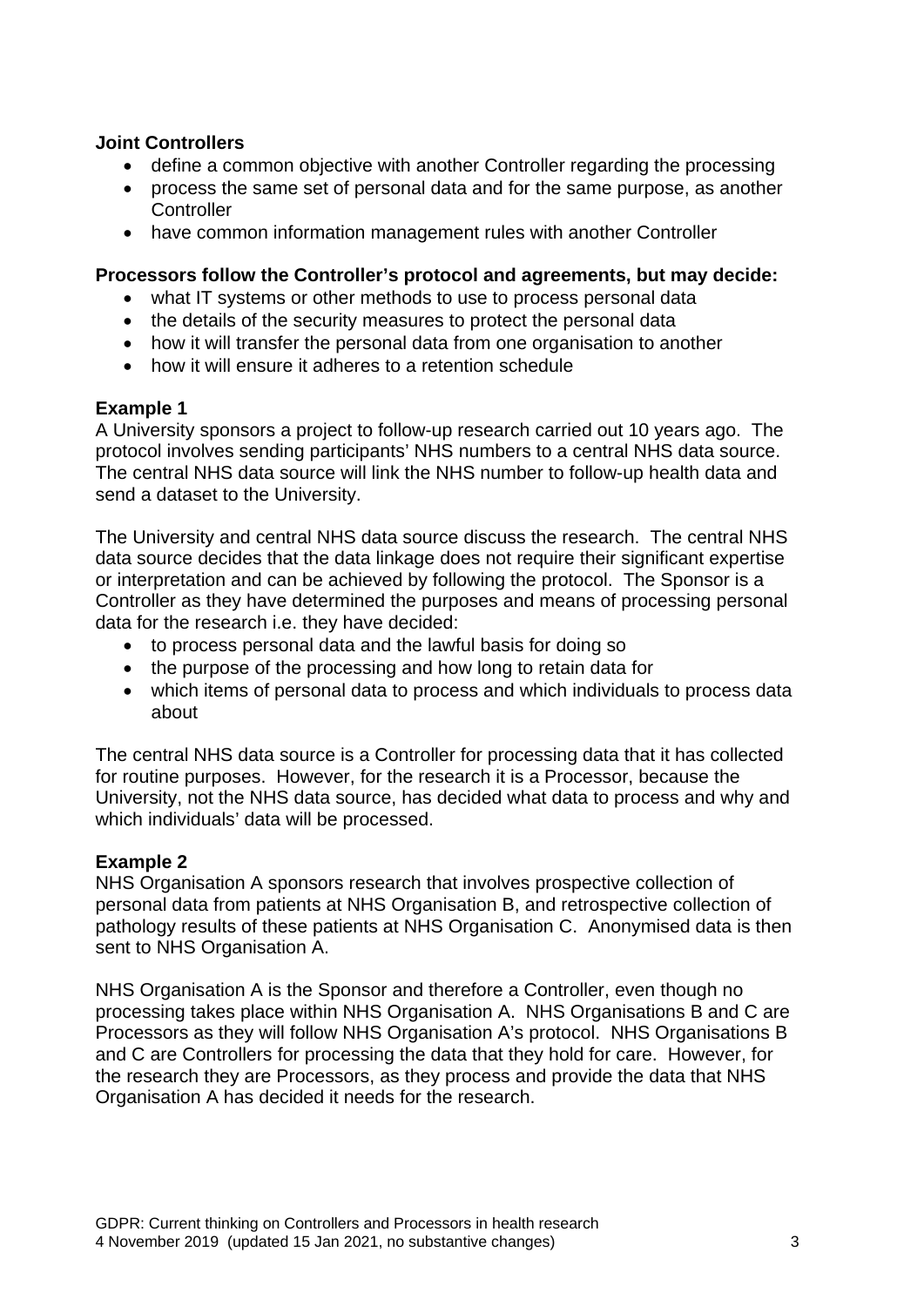**Joint Controllers**

- define a common objective with another Controller regarding the processing
- process the same set of personal data and for the same purpose, as another Controller
- have common information management rules with another Controller

**Processors follow the Controller's protocol and agreements, but may decide:**

- what IT systems or other methods to use to process personal data
- the details of the security measures to protect the personal data
- how it will transfer the personal data from one organisation to another
- how it will ensure it adheres to a retention schedule

**Example 1**

A University sponsors a project to follow-up research carried out 10 years ago. The protocol involves sending participants' NHS numbers to a central NHS data source. The central NHS data source will link the NHS number to follow-up health data and send a dataset to the University.

The University and central NHS data source discuss the research. The central NHS data source decides that the data linkage does not require their significant expertise or interpretation and can be achieved by following the protocol. The Sponsor is a Controller as they have determined the purposes and means of processing personal data for the research i.e. they have decided:

- to process personal data and the lawful basis for doing so
- the purpose of the processing and how long to retain data for
- which items of personal data to process and which individuals to process data about

The central NHS data source is a Controller for processing data that it has collected for routine purposes. However, for the research it is a Processor, because the University, not the NHS data source, has decided what data to process and why and which individuals' data will be processed.

**Example 2**

NHS Organisation A sponsors research that involves prospective collection of personal data from patients at NHS Organisation B, and retrospective collection of pathology results of these patients at NHS Organisation C. Anonymised data is then sent to NHS Organisation A.

NHS Organisation A is the Sponsor and therefore a Controller, even though no processing takes place within NHS Organisation A. NHS Organisations B and C are Processors as they will follow NHS Organisation A's protocol. NHS Organisations B and C are Controllers for processing the data that they hold for care. However, for the research they are Processors, as they process and provide the data that NHS Organisation A has decided it needs for the research.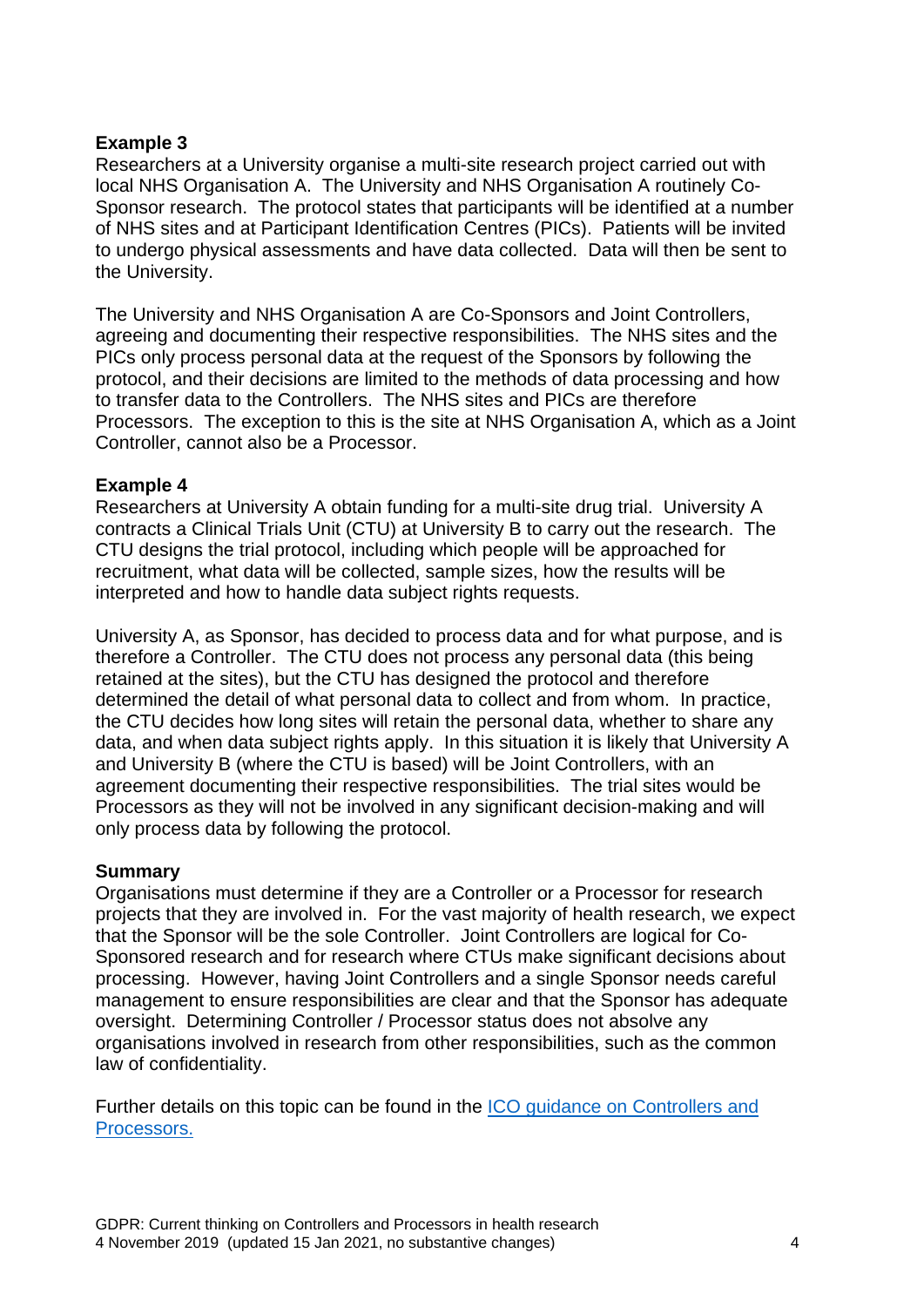**Example 3**

Researchers at a University organise a multi-site research project carried out with local NHS Organisation A. The University and NHS Organisation A routinely Co-Sponsor research. The protocol states that participants will be identified at a number of NHS sites and at Participant Identification Centres (PICs). Patients will be invited to undergo physical assessments and have data collected. Data will then be sent to the University.

The University and NHS Organisation A are Co-Sponsors and Joint Controllers, agreeing and documenting their respective responsibilities. The NHS sites and the PICs only process personal data at the request of the Sponsors by following the protocol, and their decisions are limited to the methods of data processing and how to transfer data to the Controllers. The NHS sites and PICs are therefore Processors. The exception to this is the site at NHS Organisation A, which as a Joint Controller, cannot also be a Processor.

**Example 4**

Researchers at University A obtain funding for a multi-site drug trial. University A contracts a Clinical Trials Unit (CTU) at University B to carry out the research. The CTU designs the trial protocol, including which people will be approached for recruitment, what data will be collected, sample sizes, how the results will be interpreted and how to handle data subject rights requests.

University A, as Sponsor, has decided to process data and for what purpose, and is therefore a Controller. The CTU does not process any personal data (this being retained at the sites), but the CTU has designed the protocol and therefore determined the detail of what personal data to collect and from whom. In practice, the CTU decides how long sites will retain the personal data, whether to share any data, and when data subject rights apply. In this situation it is likely that University A and University B (where the CTU is based) will be Joint Controllers, with an agreement documenting their respective responsibilities. The trial sites would be Processors as they will not be involved in any significant decision-making and will only process data by following the protocol.

**Summary**

Organisations must determine if they are a Controller or a Processor for research projects that they are involved in. For the vast majority of health research, we expect that the Sponsor will be the sole Controller. Joint Controllers are logical for Co-Sponsored research and for research where CTUs make significant decisions about processing. However, having Joint Controllers and a single Sponsor needs careful management to ensure responsibilities are clear and that the Sponsor has adequate oversight. Determining Controller / Processor status does not absolve any organisations involved in research from other responsibilities, such as the common law of confidentiality.

Further details on this topic can be found in the [ICO guidance on Controllers and Processors.]()